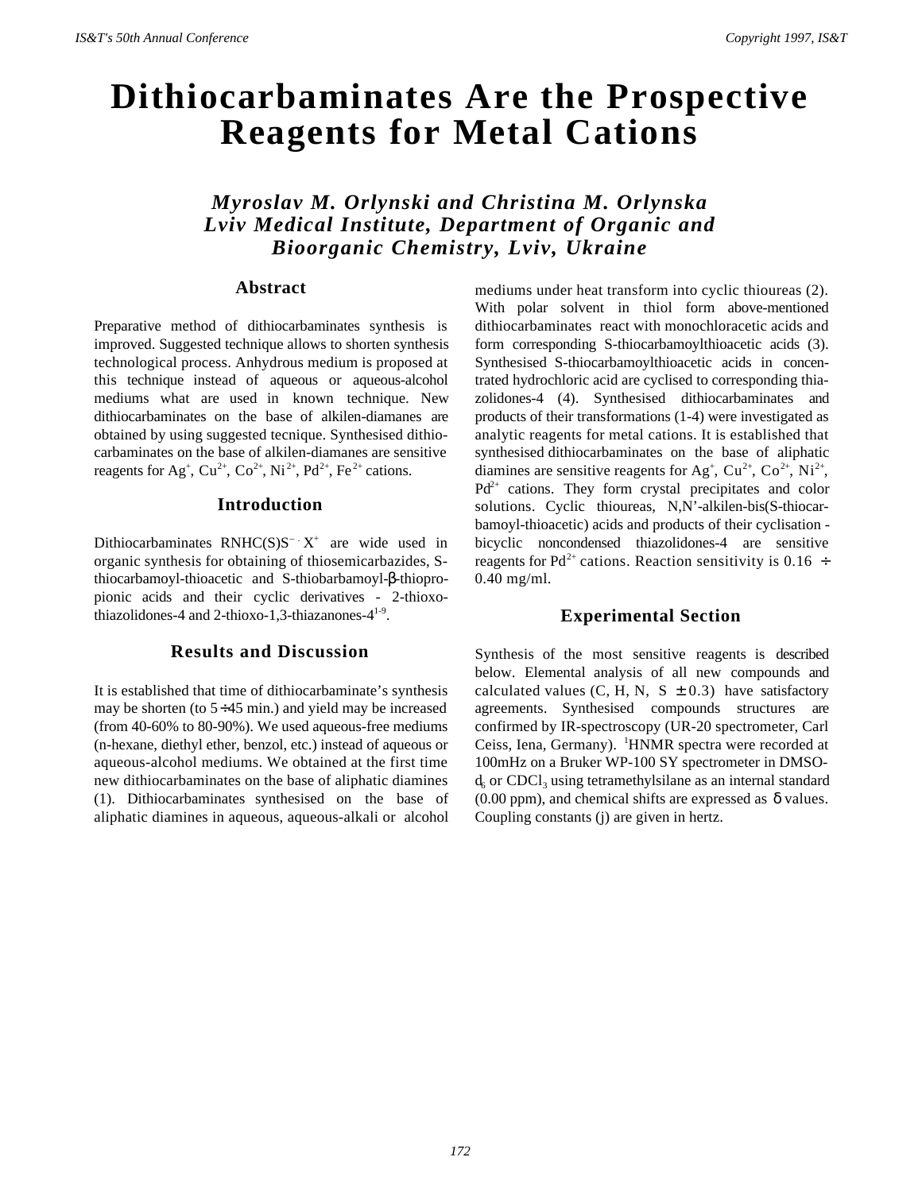# Dithiocarbaminates Are the Prospective Reagents for Metal Cations

***Myroslav M. Orlynski and Christina M. Orlynska***
***Lviv Medical Institute, Department of Organic and Bioorganic Chemistry, Lviv, Ukraine***

## Abstract

Preparative method of dithiocarbaminates synthesis is improved. Suggested technique allows to shorten synthesis technological process. Anhydrous medium is proposed at this technique instead of aqueous or aqueous-alcohol mediums what are used in known technique. New dithiocarbaminates on the base of alkilen-diamanes are obtained by using suggested tecnique. Synthesised dithiocarbaminates on the base of alkilen-diamanes are sensitive reagents for $Ag^{+}$, $Cu^{2+}$, $Co^{2+}$, $Ni^{2+}$, $Pd^{2+}$, $Fe^{2+}$ cations.

## Introduction

Dithiocarbaminates $RNHC(S)S^{-}\cdot X^{+}$ are wide used in organic synthesis for obtaining of thiosemicarbazides, S-thiocarbamoyl-thioacetic and S-thiobarbamoyl-β-thiopropionic acids and their cyclic derivatives - 2-thioxo-thiazolidones-4 and 2-thioxo-1,3-thiazanones-4[1-9].

## Results and Discussion

It is established that time of dithiocarbaminate's synthesis may be shorten (to 5÷45 min.) and yield may be increased (from 40-60% to 80-90%). We used aqueous-free mediums (n-hexane, diethyl ether, benzol, etc.) instead of aqueous or aqueous-alcohol mediums. We obtained at the first time new dithiocarbaminates on the base of aliphatic diamines (1). Dithiocarbaminates synthesised on the base of aliphatic diamines in aqueous, aqueous-alkali or alcohol mediums under heat transform into cyclic thioureas (2). With polar solvent in thiol form above-mentioned dithiocarbaminates react with monochloracetic acids and form corresponding S-thiocarbamoylthioacetic acids (3). Synthesised S-thiocarbamoylthioacetic acids in concentrated hydrochloric acid are cyclised to corresponding thiazolidones-4 (4). Synthesised dithiocarbaminates and products of their transformations (1-4) were investigated as analytic reagents for metal cations. It is established that synthesised dithiocarbaminates on the base of aliphatic diamines are sensitive reagents for $Ag^{+}$, $Cu^{2+}$, $Co^{2+}$, $Ni^{2+}$, $Pd^{2+}$ cations. They form crystal precipitates and color solutions. Cyclic thioureas, N,N'-alkilen-bis(S-thiocarbamoyl-thioacetic) acids and products of their cyclisation - bicyclic noncondensed thiazolidones-4 are sensitive reagents for $Pd^{2+}$ cations. Reaction sensitivity is 0.16 ÷ 0.40 mg/ml.

## Experimental Section

Synthesis of the most sensitive reagents is described below. Elemental analysis of all new compounds and calculated values (C, H, N, S $\pm$ 0.3) have satisfactory agreements. Synthesised compounds structures are confirmed by IR-spectroscopy (UR-20 spectrometer, Carl Ceiss, Iena, Germany). $^{1}$HNMR spectra were recorded at 100mHz on a Bruker WP-100 SY spectrometer in DMSO-$d_6$ or $CDCl_3$ using tetramethylsilane as an internal standard (0.00 ppm), and chemical shifts are expressed as $\delta$ values. Coupling constants (j) are given in hertz.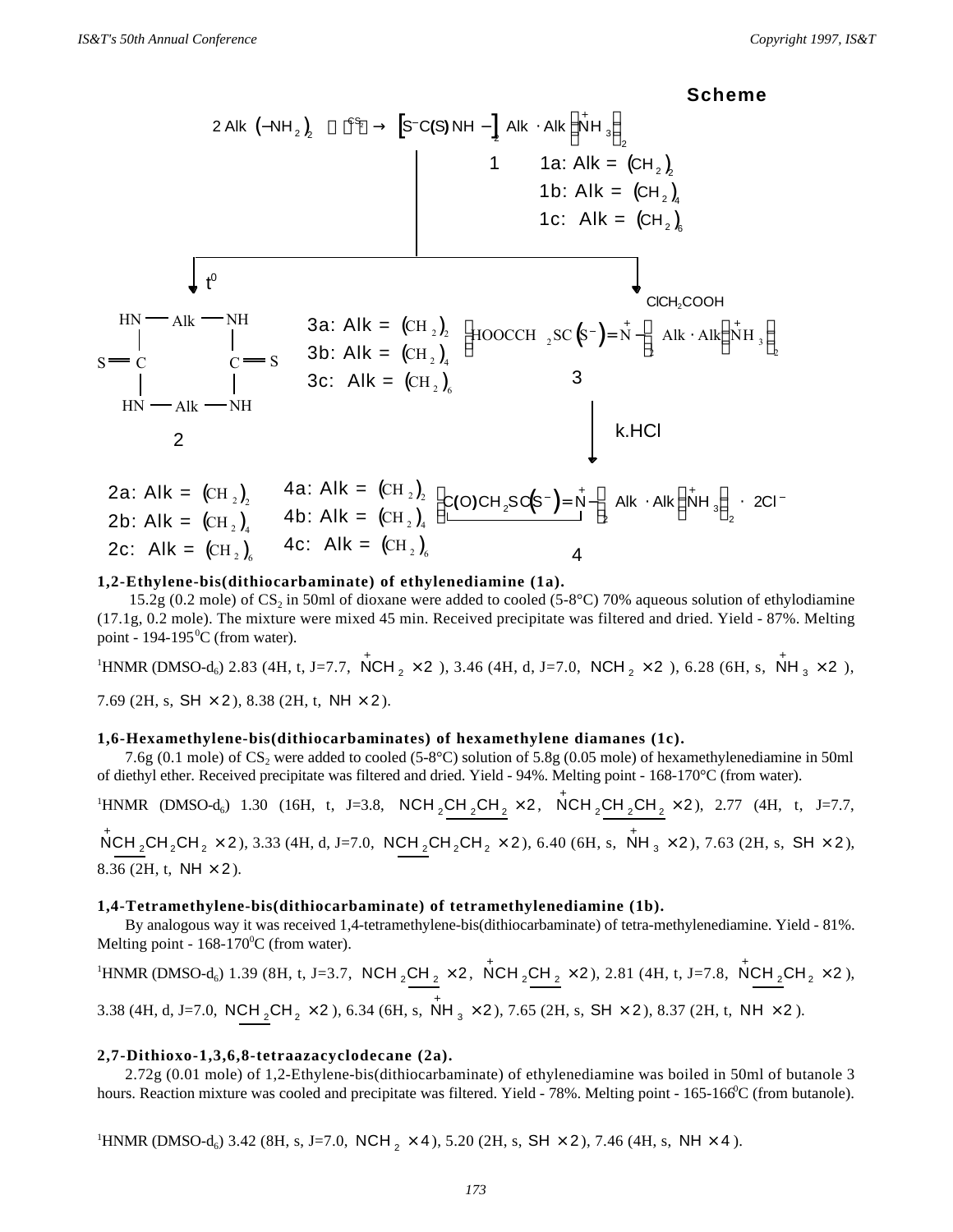**Scheme**

$$2\,Alk\,(-NH_2)_2 \xrightarrow{CS_2} [S^-C(S)NH-]_2\,Alk\cdot Alk(\overset{+}{N}H_3)_2$$

**1** 1a: Alk = $(CH_2)_2$; 1b: Alk = $(CH_2)_4$; 1c: Alk = $(CH_2)_6$

$\xrightarrow{t^0}$ **2** (cyclic: HN—Alk—NH / S=C  C=S / HN—Alk—NH)

2a: Alk = $(CH_2)_2$; 2b: Alk = $(CH_2)_4$; 2c: Alk = $(CH_2)_6$

$\xrightarrow{ClCH_2COOH}$ **3** $[HOOCCH_2SC(S^-)=\overset{+}{N}-]_2\,Alk\cdot Alk(\overset{+}{N}H_3)_2$

3a: Alk = $(CH_2)_2$; 3b: Alk = $(CH_2)_4$; 3c: Alk = $(CH_2)_6$

$\xrightarrow{k.HCl}$ **4** $[\underline{C(O)CH_2SC}(S^-)=\overset{+}{N}-]_2\,Alk\cdot Alk(\overset{+}{N}H_3)_2\cdot 2Cl^-$

4a: Alk = $(CH_2)_2$; 4b: Alk = $(CH_2)_4$; 4c: Alk = $(CH_2)_6$

**1,2-Ethylene-bis(dithiocarbaminate) of ethylenediamine (1a).**

15.2g (0.2 mole) of $CS_2$ in 50ml of dioxane were added to cooled (5-8°C) 70% aqueous solution of ethylodiamine (17.1g, 0.2 mole). The mixture were mixed 45 min. Received precipitate was filtered and dried. Yield - 87%. Melting point - 194-195$^0$C (from water).

$^1$HNMR (DMSO-d$_6$) 2.83 (4H, t, J=7.7, $\overset{+}{N}CH_2\times 2$), 3.46 (4H, d, J=7.0, $NCH_2\times 2$), 6.28 (6H, s, $\overset{+}{N}H_3\times 2$), 7.69 (2H, s, $SH\times 2$), 8.38 (2H, t, $NH\times 2$).

**1,6-Hexamethylene-bis(dithiocarbaminates) of hexamethylene diamanes (1c).**

7.6g (0.1 mole) of $CS_2$ were added to cooled (5-8°C) solution of 5.8g (0.05 mole) of hexamethylenediamine in 50ml of diethyl ether. Received precipitate was filtered and dried. Yield - 94%. Melting point - 168-170°C (from water).

$^1$HNMR (DMSO-d$_6$) 1.30 (16H, t, J=3.8, $NCH_2\underline{CH_2CH_2}\times 2$, $\overset{+}{N}CH_2\underline{CH_2CH_2}\times 2$), 2.77 (4H, t, J=7.7, $\overset{+}{N}\underline{CH_2}CH_2CH_2\times 2$), 3.33 (4H, d, J=7.0, $N\underline{CH_2}CH_2CH_2\times 2$), 6.40 (6H, s, $\overset{+}{N}H_3\times 2$), 7.63 (2H, s, $SH\times 2$), 8.36 (2H, t, $NH\times 2$).

**1,4-Tetramethylene-bis(dithiocarbaminate) of tetramethylenediamine (1b).**

By analogous way it was received 1,4-tetramethylene-bis(dithiocarbaminate) of tetra-methylenediamine. Yield - 81%. Melting point - 168-170$^0$C (from water).

$^1$HNMR (DMSO-d$_6$) 1.39 (8H, t, J=3.7, $NCH_2\underline{CH_2}\times 2$, $\overset{+}{N}CH_2\underline{CH_2}\times 2$), 2.81 (4H, t, J=7.8, $\overset{+}{N}\underline{CH_2}CH_2\times 2$), 3.38 (4H, d, J=7.0, $N\underline{CH_2}CH_2\times 2$), 6.34 (6H, s, $\overset{+}{N}H_3\times 2$), 7.65 (2H, s, $SH\times 2$), 8.37 (2H, t, $NH\times 2$).

**2,7-Dithioxo-1,3,6,8-tetraazacyclodecane (2a).**

2.72g (0.01 mole) of 1,2-Ethylene-bis(dithiocarbaminate) of ethylenediamine was boiled in 50ml of butanole 3 hours. Reaction mixture was cooled and precipitate was filtered. Yield - 78%. Melting point - 165-166$^0$C (from butanole).

$^1$HNMR (DMSO-d$_6$) 3.42 (8H, s, J=7.0, $NCH_2\times 4$), 5.20 (2H, s, $SH\times 2$), 7.46 (4H, s, $NH\times 4$).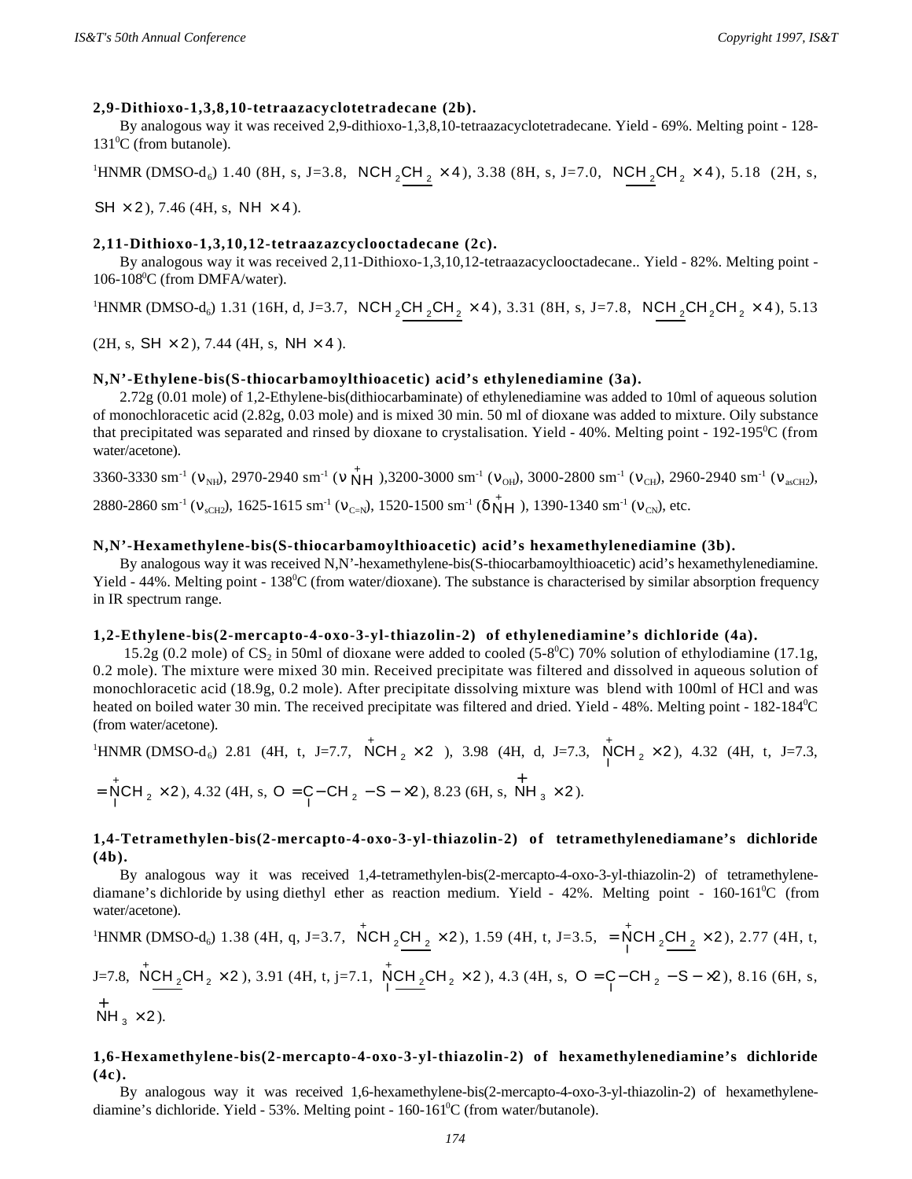**2,9-Dithioxo-1,3,8,10-tetraazacyclotetradecane (2b).**

By analogous way it was received 2,9-dithioxo-1,3,8,10-tetraazacyclotetradecane. Yield - 69%. Melting point - 128-131$^0$C (from butanole).

$^1$HNMR (DMSO-d$_6$) 1.40 (8H, s, J=3.8, $NCH_2\underline{CH_2} \times 4$), 3.38 (8H, s, J=7.0, $N\underline{CH_2}CH_2 \times 4$), 5.18 (2H, s, $SH \times 2$), 7.46 (4H, s, $NH \times 4$).

**2,11-Dithioxo-1,3,10,12-tetraazazcyclooctadecane (2c).**

By analogous way it was received 2,11-Dithioxo-1,3,10,12-tetraazacyclooctadecane.. Yield - 82%. Melting point - 106-108$^0$C (from DMFA/water).

$^1$HNMR (DMSO-d$_6$) 1.31 (16H, d, J=3.7, $NCH_2\underline{CH_2CH_2} \times 4$), 3.31 (8H, s, J=7.8, $N\underline{CH_2}CH_2CH_2 \times 4$), 5.13 (2H, s, $SH \times 2$), 7.44 (4H, s, $NH \times 4$).

**N,N'-Ethylene-bis(S-thiocarbamoylthioacetic) acid's ethylenediamine (3a).**

2.72g (0.01 mole) of 1,2-Ethylene-bis(dithiocarbaminate) of ethylenediamine was added to 10ml of aqueous solution of monochloracetic acid (2.82g, 0.03 mole) and is mixed 30 min. 50 ml of dioxane was added to mixture. Oily substance that precipitated was separated and rinsed by dioxane to crystalisation. Yield - 40%. Melting point - 192-195$^0$C (from water/acetone).

3360-3330 sm$^{-1}$ ($\nu_{NH}$), 2970-2940 sm$^{-1}$ ($\nu\,\overset{+}{N}H$),3200-3000 sm$^{-1}$ ($\nu_{OH}$), 3000-2800 sm$^{-1}$ ($\nu_{CH}$), 2960-2940 sm$^{-1}$ ($\nu_{asCH2}$), 2880-2860 sm$^{-1}$ ($\nu_{sCH2}$), 1625-1615 sm$^{-1}$ ($\nu_{C=N}$), 1520-1500 sm$^{-1}$ ($\delta\,\overset{+}{N}H$), 1390-1340 sm$^{-1}$ ($\nu_{CN}$), etc.

**N,N'-Hexamethylene-bis(S-thiocarbamoylthioacetic) acid's hexamethylenediamine (3b).**

By analogous way it was received N,N'-hexamethylene-bis(S-thiocarbamoylthioacetic) acid's hexamethylenediamine. Yield - 44%. Melting point - 138$^0$C (from water/dioxane). The substance is characterised by similar absorption frequency in IR spectrum range.

**1,2-Ethylene-bis(2-mercapto-4-oxo-3-yl-thiazolin-2) of ethylenediamine's dichloride (4a).**

15.2g (0.2 mole) of $CS_2$ in 50ml of dioxane were added to cooled (5-8$^0$C) 70% solution of ethylodiamine (17.1g, 0.2 mole). The mixture were mixed 30 min. Received precipitate was filtered and dissolved in aqueous solution of monochloracetic acid (18.9g, 0.2 mole). After precipitate dissolving mixture was blend with 100ml of HCl and was heated on boiled water 30 min. The received precipitate was filtered and dried. Yield - 48%. Melting point - 182-184$^0$C (from water/acetone).

$^1$HNMR (DMSO-d$_6$) 2.81 (4H, t, J=7.7, $\overset{+}{N}CH_2 \times 2$), 3.98 (4H, d, J=7.3, $\overset{+}{N}CH_2 \times 2$), 4.32 (4H, t, J=7.3, $=\overset{+}{N}CH_2 \times 2$), 4.32 (4H, s, $O=C-CH_2-S-\times 2$), 8.23 (6H, s, $\overset{+}{N}H_3 \times 2$).

**1,4-Tetramethylen-bis(2-mercapto-4-oxo-3-yl-thiazolin-2) of tetramethylenediamane's dichloride (4b).**

By analogous way it was received 1,4-tetramethylen-bis(2-mercapto-4-oxo-3-yl-thiazolin-2) of tetramethylene-diamane's dichloride by using diethyl ether as reaction medium. Yield - 42%. Melting point - 160-161$^0$C (from water/acetone).

$^1$HNMR (DMSO-d$_6$) 1.38 (4H, q, J=3.7, $\overset{+}{N}CH_2\underline{CH_2} \times 2$), 1.59 (4H, t, J=3.5, $=\overset{+}{N}CH_2\underline{CH_2} \times 2$), 2.77 (4H, t, J=7.8, $\overset{+}{N}\underline{CH_2}CH_2 \times 2$), 3.91 (4H, t, j=7.1, $\overset{+}{N}\underline{CH_2}CH_2 \times 2$), 4.3 (4H, s, $O=C-CH_2-S-\times 2$), 8.16 (6H, s, $\overset{+}{N}H_3 \times 2$).

**1,6-Hexamethylene-bis(2-mercapto-4-oxo-3-yl-thiazolin-2) of hexamethylenediamine's dichloride (4c).**

By analogous way it was received 1,6-hexamethylene-bis(2-mercapto-4-oxo-3-yl-thiazolin-2) of hexamethylene-diamine's dichloride. Yield - 53%. Melting point - 160-161$^0$C (from water/butanole).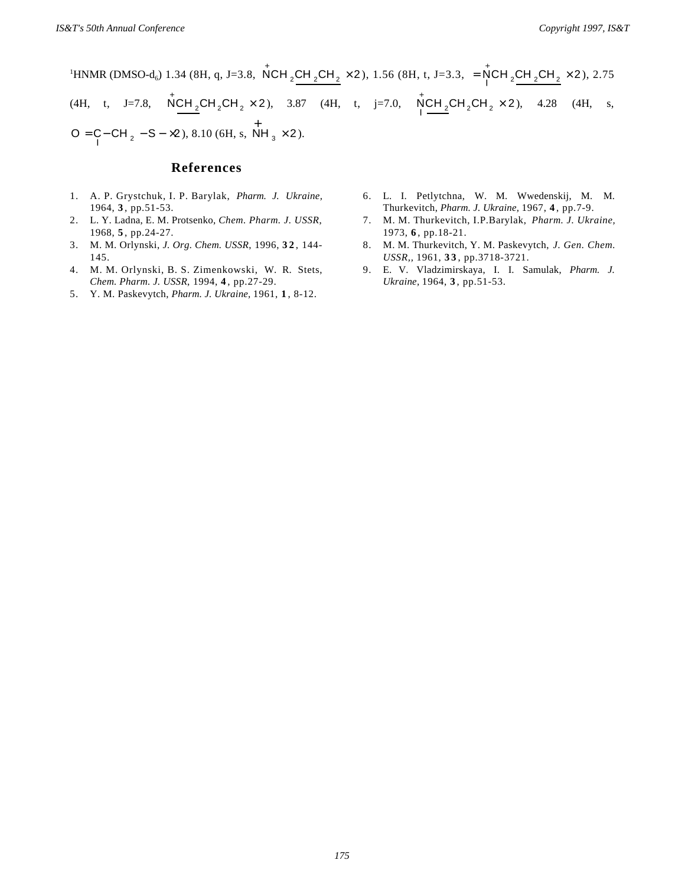$^1$HNMR (DMSO-$d_6$) 1.34 (8H, q, J=3.8, $\overset{+}{N}CH_2\underline{CH_2CH_2} \times 2$), 1.56 (8H, t, J=3.3, $=\overset{+}{N}CH_2\underline{CH_2CH_2} \times 2$), 2.75 (4H, t, J=7.8, $\overset{+}{N}\underline{CH_2}CH_2CH_2 \times 2$), 3.87 (4H, t, j=7.0, $\overset{+}{N}\underline{CH_2}CH_2CH_2 \times 2$), 4.28 (4H, s, $O=C-CH_2-S-\times 2$), 8.10 (6H, s, $\overset{+}{N}H_3 \times 2$).

## References

1. A. P. Grystchuk, I. P. Barylak, *Pharm. J. Ukraine,* 1964, **3**, pp.51-53.
2. L. Y. Ladna, E. M. Protsenko, *Chem. Pharm. J. USSR,* 1968, **5**, pp.24-27.
3. M. M. Orlynski, *J. Org. Chem. USSR*, 1996, **32**, 144-145.
4. M. M. Orlynski, B. S. Zimenkowski, W. R. Stets, *Chem. Pharm. J. USSR*, 1994, **4**, pp.27-29.
5. Y. M. Paskevytch, *Pharm. J. Ukraine,* 1961, **1**, 8-12.
6. L. I. Petlytchna, W. M. Wwedenskij, M. M. Thurkevitch, *Pharm. J. Ukraine,* 1967, **4**, pp.7-9.
7. M. M. Thurkevitch, I.P.Barylak, *Pharm. J. Ukraine,* 1973, **6**, pp.18-21.
8. M. M. Thurkevitch, Y. M. Paskevytch, *J. Gen. Chem. USSR,*, 1961, **33**, pp.3718-3721.
9. E. V. Vladzimirskaya, I. I. Samulak, *Pharm. J. Ukraine,* 1964, **3**, pp.51-53.